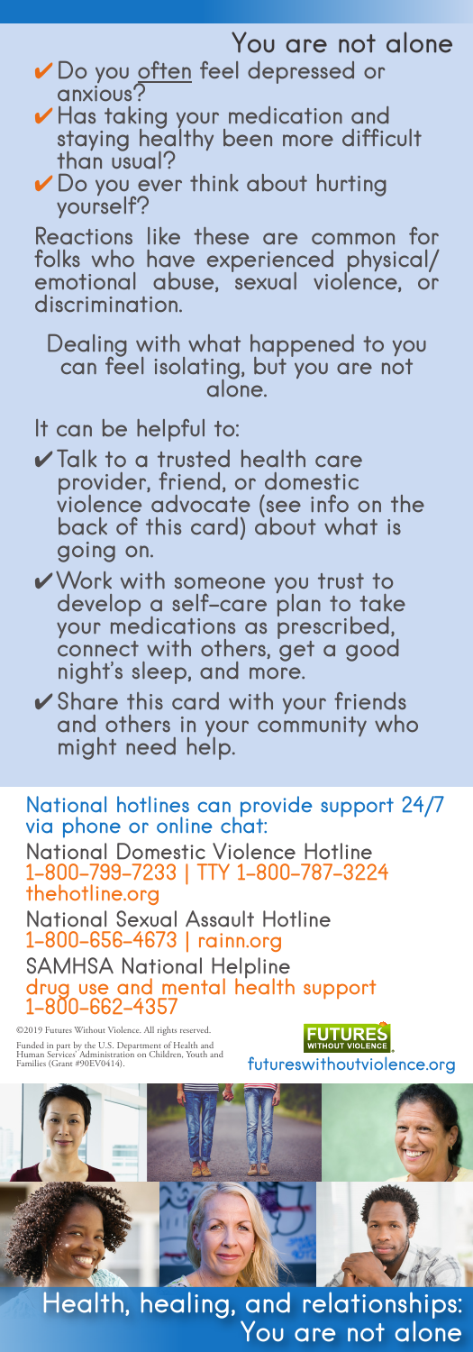# You are not alone

- ✔ Do you often feel depressed or anxious?
- ✔ Has taking your medication and staying healthy been more difficult than usual?
- ✔ Do you ever think about hurting yourself?

Reactions like these are common for folks who have experienced physical/emotional abuse, sexual violence, or discrimination.

Dealing with what happened to you can feel isolating, but you are not alone.

It can be helpful to:

- ✔ Talk to a trusted health care provider, friend, or domestic violence advocate (see info on the back of this card) about what is going on.
- ✔ Work with someone you trust to develop a self-care plan to take your medications as prescribed, connect with others, get a good night's sleep, and more.
- ✔ Share this card with your friends and others in your community who might need help.

## National hotlines can provide support 24/7 via phone or online chat:

**National Domestic Violence Hotline**
1-800-799-7233 | TTY 1-800-787-3224
thehotline.org

**National Sexual Assault Hotline**
1-800-656-4673 | rainn.org

**SAMHSA National Helpline**
drug use and mental health support
1-800-662-4357

©2019 Futures Without Violence. All rights reserved.

Funded in part by the U.S. Department of Health and Human Services' Administration on Children, Youth and Families (Grant #90EV0414).

FUTURES WITHOUT VIOLENCE
futureswithoutviolence.org

# Health, healing, and relationships: You are not alone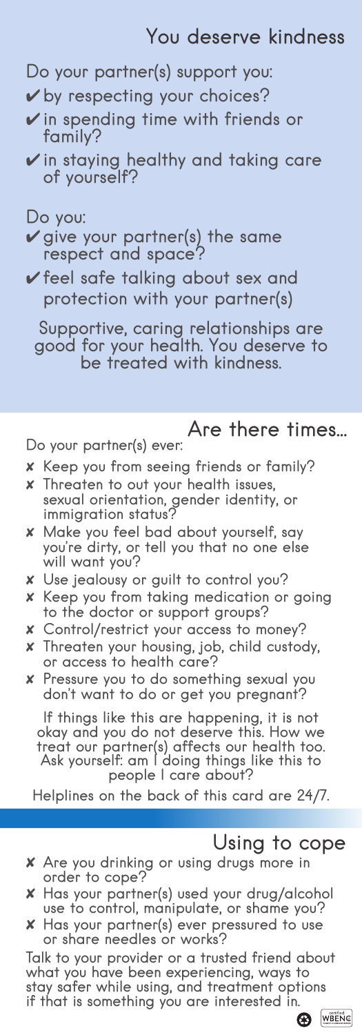## You deserve kindness

Do your partner(s) support you:

- ✔ by respecting your choices?
- ✔ in spending time with friends or family?
- ✔ in staying healthy and taking care of yourself?

Do you:

- ✔ give your partner(s) the same respect and space?
- ✔ feel safe talking about sex and protection with your partner(s)

Supportive, caring relationships are good for your health. You deserve to be treated with kindness.

## Are there times...

Do your partner(s) ever:

- ✘ Keep you from seeing friends or family?
- ✘ Threaten to out your health issues, sexual orientation, gender identity, or immigration status?
- ✘ Make you feel bad about yourself, say you're dirty, or tell you that no one else will want you?
- ✘ Use jealousy or guilt to control you?
- ✘ Keep you from taking medication or going to the doctor or support groups?
- ✘ Control/restrict your access to money?
- ✘ Threaten your housing, job, child custody, or access to health care?
- ✘ Pressure you to do something sexual you don't want to do or get you pregnant?

If things like this are happening, it is not okay and you do not deserve this. How we treat our partner(s) affects our health too. Ask yourself: am I doing things like this to people I care about?

Helplines on the back of this card are 24/7.

## Using to cope

- ✘ Are you drinking or using drugs more in order to cope?
- ✘ Has your partner(s) used your drug/alcohol use to control, manipulate, or shame you?
- ✘ Has your partner(s) ever pressured to use or share needles or works?

Talk to your provider or a trusted friend about what you have been experiencing, ways to stay safer while using, and treatment options if that is something you are interested in.